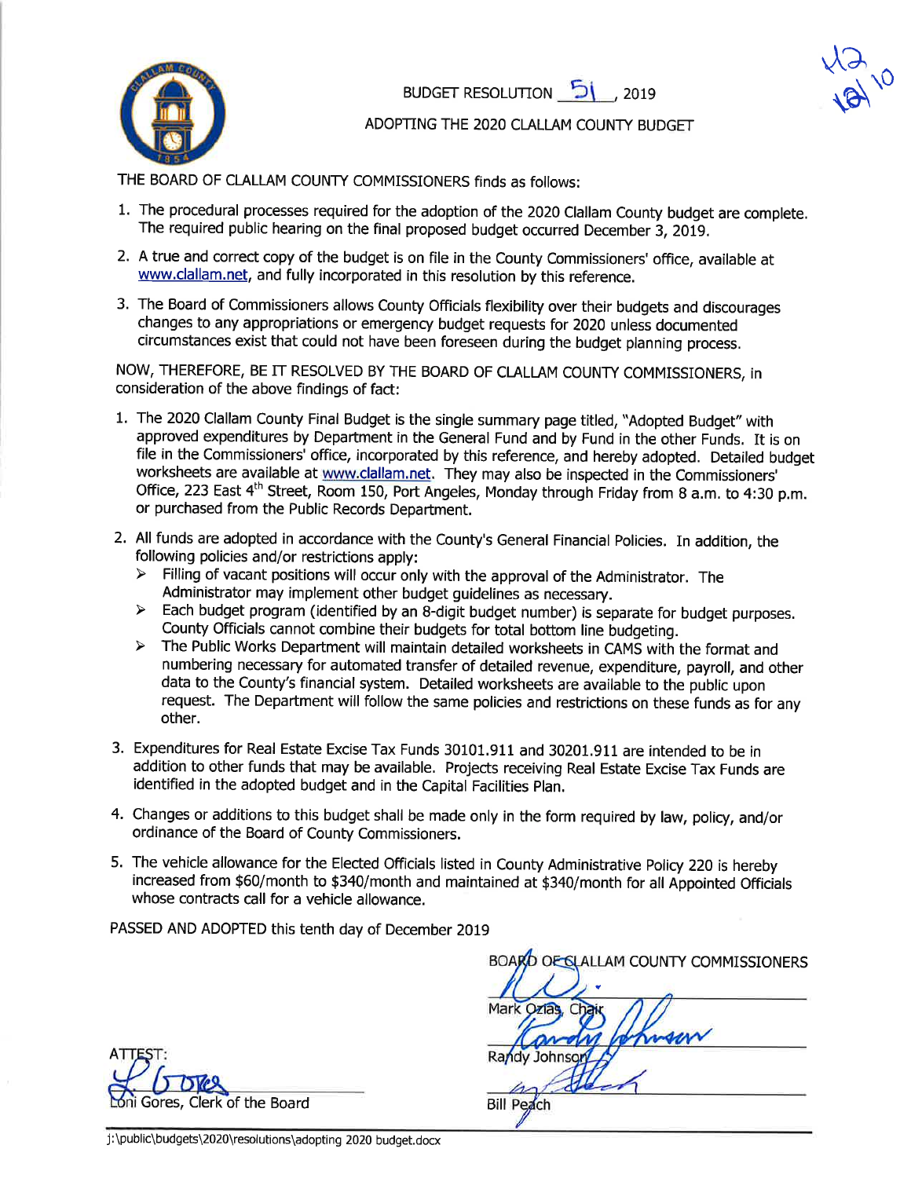BUDGET RESOLUTION 51, 2019

ADOPTING THE 2020 CLALLAM COUNTY BUDGET

H2 12/10

THE BOARD OF CLALLAM COUNTY COMMISSIONERS finds as follows:

1. The procedural processes required for the adoption of the 2020 Clallam County budget are complete. The required public hearing on the final proposed budget occurred December 3, 2019.
2. A true and correct copy of the budget is on file in the County Commissioners' office, available at www.clallam.net, and fully incorporated in this resolution by this reference.
3. The Board of Commissioners allows County Officials flexibility over their budgets and discourages changes to any appropriations or emergency budget requests for 2020 unless documented circumstances exist that could not have been foreseen during the budget planning process.

NOW, THEREFORE, BE IT RESOLVED BY THE BOARD OF CLALLAM COUNTY COMMISSIONERS, in consideration of the above findings of fact:

1. The 2020 Clallam County Final Budget is the single summary page titled, "Adopted Budget" with approved expenditures by Department in the General Fund and by Fund in the other Funds. It is on file in the Commissioners' office, incorporated by this reference, and hereby adopted. Detailed budget worksheets are available at www.clallam.net. They may also be inspected in the Commissioners' Office, 223 East 4th Street, Room 150, Port Angeles, Monday through Friday from 8 a.m. to 4:30 p.m. or purchased from the Public Records Department.
2. All funds are adopted in accordance with the County's General Financial Policies. In addition, the following policies and/or restrictions apply:
   - Filling of vacant positions will occur only with the approval of the Administrator. The Administrator may implement other budget guidelines as necessary.
   - Each budget program (identified by an 8-digit budget number) is separate for budget purposes. County Officials cannot combine their budgets for total bottom line budgeting.
   - The Public Works Department will maintain detailed worksheets in CAMS with the format and numbering necessary for automated transfer of detailed revenue, expenditure, payroll, and other data to the County's financial system. Detailed worksheets are available to the public upon request. The Department will follow the same policies and restrictions on these funds as for any other.
3. Expenditures for Real Estate Excise Tax Funds 30101.911 and 30201.911 are intended to be in addition to other funds that may be available. Projects receiving Real Estate Excise Tax Funds are identified in the adopted budget and in the Capital Facilities Plan.
4. Changes or additions to this budget shall be made only in the form required by law, policy, and/or ordinance of the Board of County Commissioners.
5. The vehicle allowance for the Elected Officials listed in County Administrative Policy 220 is hereby increased from $60/month to $340/month and maintained at $340/month for all Appointed Officials whose contracts call for a vehicle allowance.

PASSED AND ADOPTED this tenth day of December 2019

BOARD OF CLALLAM COUNTY COMMISSIONERS

Mark Ozias, Chair

Randy Johnson

Bill Peach

ATTEST:

Loni Gores, Clerk of the Board

j:\public\budgets\2020\resolutions\adopting 2020 budget.docx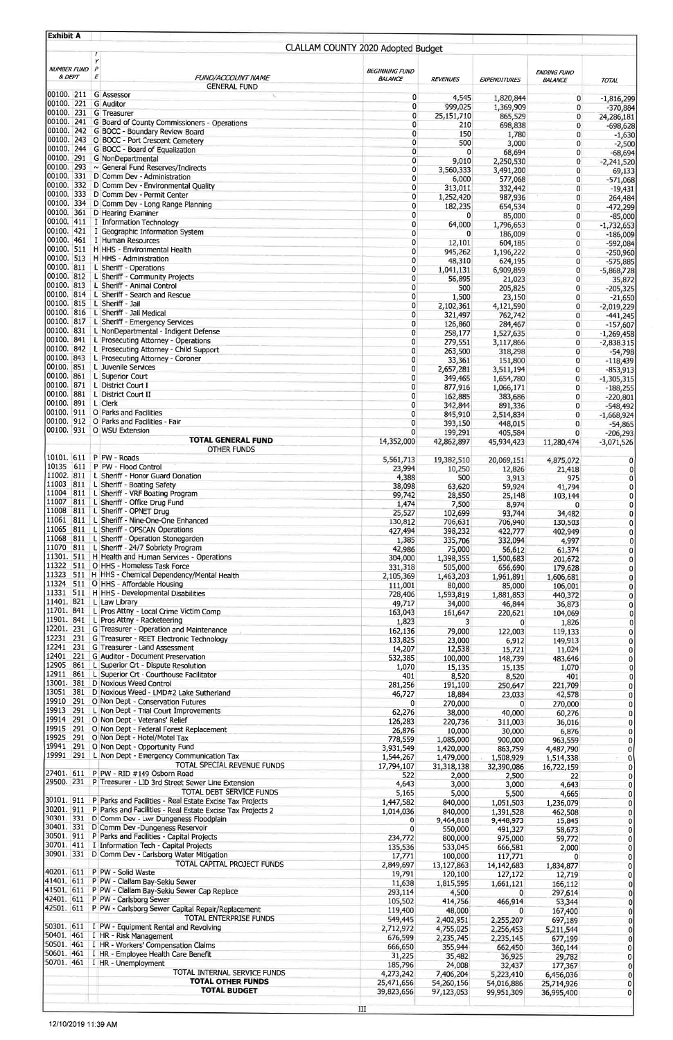**Exhibit A**

## CLALLAM COUNTY 2020 Adopted Budget

| NUMBER FUND & DEPT | | TYPE | FUND/ACCOUNT NAME | BEGINNING FUND BALANCE | REVENUES | EXPENDITURES | ENDING FUND BALANCE | TOTAL |
|---|---|---|---|---|---|---|---|---|
| | | | **GENERAL FUND** | | | | | |
| 00100. | 211 | G | Assessor | 0 | 4,545 | 1,820,844 | 0 | -1,816,299 |
| 00100. | 221 | G | Auditor | 0 | 999,025 | 1,369,909 | 0 | -370,884 |
| 00100. | 231 | G | Treasurer | 0 | 25,151,710 | 865,529 | 0 | 24,286,181 |
| 00100. | 241 | G | Board of County Commissioners - Operations | 0 | 210 | 698,838 | 0 | -698,628 |
| 00100. | 242 | G | BOCC - Boundary Review Board | 0 | 150 | 1,780 | 0 | -1,630 |
| 00100. | 243 | O | BOCC - Port Crescent Cemetery | 0 | 500 | 3,000 | 0 | -2,500 |
| 00100. | 244 | G | BOCC - Board of Equalization | 0 | 0 | 68,694 | 0 | -68,694 |
| 00100. | 291 | G | NonDepartmental | 0 | 9,010 | 2,250,530 | 0 | -2,241,520 |
| 00100. | 293 | ~ | General Fund Reserves/Indirects | 0 | 3,560,333 | 3,491,200 | 0 | 69,133 |
| 00100. | 331 | D | Comm Dev - Administration | 0 | 6,000 | 577,068 | 0 | -571,068 |
| 00100. | 332 | D | Comm Dev - Environmental Quality | 0 | 313,011 | 332,442 | 0 | -19,431 |
| 00100. | 333 | D | Comm Dev - Permit Center | 0 | 1,252,420 | 987,936 | 0 | 264,484 |
| 00100. | 334 | D | Comm Dev - Long Range Planning | 0 | 182,235 | 654,534 | 0 | -472,299 |
| 00100. | 361 | D | Hearing Examiner | 0 | 0 | 85,000 | 0 | -85,000 |
| 00100. | 411 | I | Information Technology | 0 | 64,000 | 1,796,653 | 0 | -1,732,653 |
| 00100. | 421 | I | Geographic Information System | 0 | 0 | 186,009 | 0 | -186,009 |
| 00100. | 461 | I | Human Resources | 0 | 12,101 | 604,185 | 0 | -592,084 |
| 00100. | 511 | H | HHS - Environmental Health | 0 | 945,262 | 1,196,222 | 0 | -250,960 |
| 00100. | 513 | H | HHS - Administration | 0 | 48,310 | 624,195 | 0 | -575,885 |
| 00100. | 811 | L | Sheriff - Operations | 0 | 1,041,131 | 6,909,859 | 0 | -5,868,728 |
| 00100. | 812 | L | Sheriff - Community Projects | 0 | 56,895 | 21,023 | 0 | 35,872 |
| 00100. | 813 | L | Sheriff - Animal Control | 0 | 500 | 205,825 | 0 | -205,325 |
| 00100. | 814 | L | Sheriff - Search and Rescue | 0 | 1,500 | 23,150 | 0 | -21,650 |
| 00100. | 815 | L | Sheriff - Jail | 0 | 2,102,361 | 4,121,590 | 0 | -2,019,229 |
| 00100. | 816 | L | Sheriff - Jail Medical | 0 | 321,497 | 762,742 | 0 | -441,245 |
| 00100. | 817 | L | Sheriff - Emergency Services | 0 | 126,860 | 284,467 | 0 | -157,607 |
| 00100. | 831 | L | NonDepartmental - Indigent Defense | 0 | 258,177 | 1,527,635 | 0 | -1,269,458 |
| 00100. | 841 | L | Prosecuting Attorney - Operations | 0 | 279,551 | 3,117,866 | 0 | -2,838,315 |
| 00100. | 842 | L | Prosecuting Attorney - Child Support | 0 | 263,500 | 318,298 | 0 | -54,798 |
| 00100. | 843 | L | Prosecuting Attorney - Coroner | 0 | 33,361 | 151,800 | 0 | -118,439 |
| 00100. | 851 | L | Juvenile Services | 0 | 2,657,281 | 3,511,194 | 0 | -853,913 |
| 00100. | 861 | L | Superior Court | 0 | 349,465 | 1,654,780 | 0 | -1,305,315 |
| 00100. | 871 | L | District Court I | 0 | 877,916 | 1,066,171 | 0 | -188,255 |
| 00100. | 881 | L | District Court II | 0 | 162,885 | 383,686 | 0 | -220,801 |
| 00100. | 891 | L | Clerk | 0 | 342,844 | 891,336 | 0 | -548,492 |
| 00100. | 911 | O | Parks and Facilities | 0 | 845,910 | 2,514,834 | 0 | -1,668,924 |
| 00100. | 912 | O | Parks and Facilities - Fair | 0 | 393,150 | 448,015 | 0 | -54,865 |
| 00100. | 931 | O | WSU Extension | 0 | 199,291 | 405,584 | 0 | -206,293 |
| | | | **TOTAL GENERAL FUND** | 14,352,000 | 42,862,897 | 45,934,423 | 11,280,474 | -3,071,526 |
| | | | OTHER FUNDS | | | | | |
| 10101. | 611 | P | PW - Roads | 5,561,713 | 19,382,510 | 20,069,151 | 4,875,072 | 0 |
| 10135 | 611 | P | PW - Flood Control | 23,994 | 10,250 | 12,826 | 21,418 | 0 |
| 11002. | 811 | L | Sheriff - Honor Guard Donation | 4,388 | 500 | 3,913 | 975 | 0 |
| 11003 | 811 | L | Sheriff - Boating Safety | 38,098 | 63,620 | 59,924 | 41,794 | 0 |
| 11004 | 811 | L | Sheriff - VRF Boating Program | 99,742 | 28,550 | 25,148 | 103,144 | 0 |
| 11007 | 811 | L | Sheriff - Office Drug Fund | 1,474 | 7,500 | 8,974 | 0 | 0 |
| 11008 | 811 | L | Sheriff - OPNET Drug | 25,527 | 102,699 | 93,744 | 34,482 | 0 |
| 11061 | 811 | L | Sheriff - Nine-One-One Enhanced | 130,812 | 706,631 | 706,940 | 130,503 | 0 |
| 11065 | 811 | L | Sheriff - OPSCAN Operations | 427,494 | 398,232 | 422,777 | 402,949 | 0 |
| 11068 | 811 | L | Sheriff - Operation Stonegarden | 1,385 | 335,706 | 332,094 | 4,997 | 0 |
| 11070 | 811 | L | Sheriff - 24/7 Sobriety Program | 42,986 | 75,000 | 56,612 | 61,374 | 0 |
| 11301. | 511 | H | Health and Human Services - Operations | 304,000 | 1,398,355 | 1,500,683 | 201,672 | 0 |
| 11322 | 511 | O | HHS - Homeless Task Force | 331,318 | 505,000 | 656,690 | 179,628 | 0 |
| 11323 | 511 | H | HHS - Chemical Dependency/Mental Health | 2,105,369 | 1,463,203 | 1,961,891 | 1,606,681 | 0 |
| 11324 | 511 | O | HHS - Affordable Housing | 111,001 | 80,000 | 85,000 | 106,001 | 0 |
| 11331 | 511 | H | HHS - Developmental Disabilities | 728,406 | 1,593,819 | 1,881,853 | 440,372 | 0 |
| 11401. | 821 | L | Law Library | 49,717 | 34,000 | 46,844 | 36,873 | 0 |
| 11701. | 841 | L | Pros Attny - Local Crime Victim Comp | 163,043 | 161,647 | 220,621 | 104,069 | 0 |
| 11901. | 841 | L | Pros Attny - Racketeering | 1,823 | 3 | 0 | 1,826 | 0 |
| 12201. | 231 | G | Treasurer - Operation and Maintenance | 162,136 | 79,000 | 122,003 | 119,133 | 0 |
| 12231 | 231 | G | Treasurer - REET Electronic Technology | 133,825 | 23,000 | 6,912 | 149,913 | 0 |
| 12241 | 231 | G | Treasurer - Land Assessment | 14,207 | 12,538 | 15,721 | 11,024 | 0 |
| 12401 | 221 | G | Auditor - Document Preservation | 532,385 | 100,000 | 148,739 | 483,646 | 0 |
| 12905 | 861 | L | Superior Crt - Dispute Resolution | 1,070 | 15,135 | 15,135 | 1,070 | 0 |
| 12911 | 861 | L | Superior Crt - Courthouse Facilitator | 401 | 8,520 | 8,520 | 401 | 0 |
| 13001. | 381 | D | Noxious Weed Control | 281,256 | 191,100 | 250,647 | 221,709 | 0 |
| 13051 | 381 | D | Noxious Weeds - LMD#2 Lake Sutherland | 46,727 | 18,884 | 23,033 | 42,578 | 0 |
| 19910 | 291 | O | Non Dept - Conservation Futures | 0 | 270,000 | 0 | 270,000 | 0 |
| 19913 | 291 | L | Non Dept - Trial Court Improvements | 62,276 | 38,000 | 40,000 | 60,276 | 0 |
| 19914 | 291 | O | Non Dept - Veterans' Relief | 126,283 | 220,736 | 311,003 | 36,016 | 0 |
| 19915 | 291 | O | Non Dept - Federal Forest Replacement | 26,876 | 10,000 | 30,000 | 6,876 | 0 |
| 19925 | 291 | O | Non Dept - Hotel/Motel Tax | 778,559 | 1,085,000 | 900,000 | 963,559 | 0 |
| 19941 | 291 | O | Non Dept - Opportunity Fund | 3,931,549 | 1,420,000 | 863,759 | 4,487,790 | 0 |
| 19991 | 291 | L | Non Dept - Emergency Communication Tax | 1,544,267 | 1,479,000 | 1,508,929 | 1,514,338 | 0 |
| | | | TOTAL SPECIAL REVENUE FUNDS | 17,794,107 | 31,318,138 | 32,390,086 | 16,722,159 | 0 |
| 27401. | 611 | P | PW - RID #149 Osborn Road | 522 | 2,000 | 2,500 | 22 | 0 |
| 29500. | 231 | P | Treasurer - LID 3rd Street Sewer Line Extension | 4,643 | 3,000 | 3,000 | 4,643 | 0 |
| | | | TOTAL DEBT SERVICE FUNDS | 5,165 | 5,000 | 5,500 | 4,665 | 0 |
| 30101. | 911 | P | Parks and Facilities - Real Estate Excise Tax Projects | 1,447,582 | 840,000 | 1,051,503 | 1,236,079 | 0 |
| 30201. | 911 | P | Parks and Facilities - Real Estate Excise Tax Projects 2 | 1,014,036 | 840,000 | 1,391,528 | 462,508 | 0 |
| 30301. | 331 | D | Comm Dev - Lwr Dungeness Floodplain | 0 | 9,464,818 | 9,448,973 | 15,845 | 0 |
| 30401. | 331 | D | Comm Dev -Dungeness Reservoir | 0 | 550,000 | 491,327 | 58,673 | 0 |
| 30501. | 911 | P | Parks and Facilities - Capital Projects | 234,772 | 800,000 | 975,000 | 59,772 | 0 |
| 30701. | 411 | I | Information Tech - Capital Projects | 135,536 | 533,045 | 666,581 | 2,000 | 0 |
| 30901. | 331 | D | Comm Dev - Carlsborg Water Mitigation | 17,771 | 100,000 | 117,771 | 0 | 0 |
| | | | TOTAL CAPITAL PROJECT FUNDS | 2,849,697 | 13,127,863 | 14,142,683 | 1,834,877 | 0 |
| 40201. | 611 | P | PW - Solid Waste | 19,791 | 120,100 | 127,172 | 12,719 | 0 |
| 41401. | 611 | P | PW - Clallam Bay-Sekiu Sewer | 11,638 | 1,815,595 | 1,661,121 | 166,112 | 0 |
| 41501. | 611 | P | PW - Clallam Bay-Sekiu Sewer Cap Replace | 293,114 | 4,500 | 0 | 297,614 | 0 |
| 42401. | 611 | P | PW - Carlsborg Sewer | 105,502 | 414,756 | 466,914 | 53,344 | 0 |
| 42501. | 611 | P | PW - Carlsborg Sewer Capital Repair/Replacement | 119,400 | 48,000 | 0 | 167,400 | 0 |
| | | | TOTAL ENTERPRISE FUNDS | 549,445 | 2,402,951 | 2,255,207 | 697,189 | 0 |
| 50301. | 611 | I | PW - Equipment Rental and Revolving | 2,712,972 | 4,755,025 | 2,256,453 | 5,211,544 | 0 |
| 50401. | 461 | I | HR - Risk Management | 676,599 | 2,235,745 | 2,235,145 | 677,199 | 0 |
| 50501. | 461 | I | HR - Workers' Compensation Claims | 666,650 | 355,944 | 662,450 | 360,144 | 0 |
| 50601. | 461 | I | HR - Employee Health Care Benefit | 31,225 | 35,482 | 36,925 | 29,782 | 0 |
| 50701. | 461 | I | HR - Unemployment | 185,796 | 24,008 | 32,437 | 177,367 | 0 |
| | | | TOTAL INTERNAL SERVICE FUNDS | 4,273,242 | 7,406,204 | 5,223,410 | 6,456,036 | 0 |
| | | | **TOTAL OTHER FUNDS** | 25,471,656 | 54,260,156 | 54,016,886 | 25,714,926 | 0 |
| | | | **TOTAL BUDGET** | 39,823,656 | 97,123,053 | 99,951,309 | 36,995,400 | 0 |

12/10/2019 11:39 AM